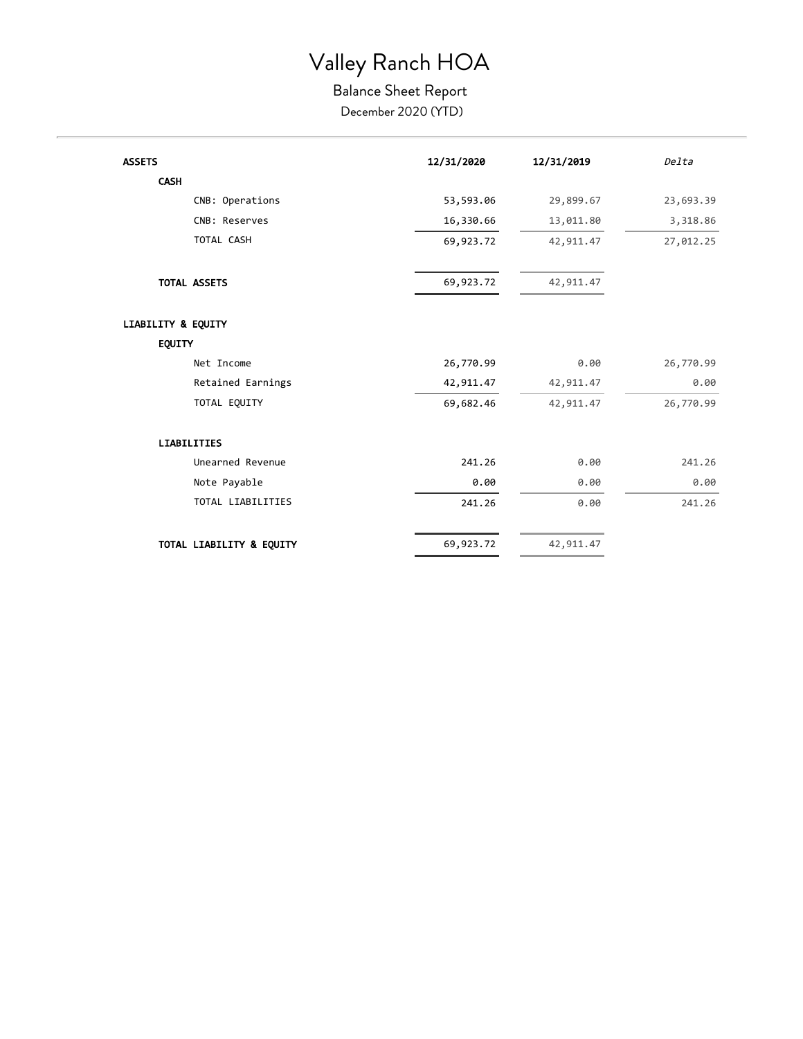# Valley Ranch HOA

## Balance Sheet Report

December 2020 (YTD)

---

| ASSETS | 12/31/2020 | 12/31/2019 | *Delta* |
|---|---|---|---|
| **CASH** | | | |
| CNB: Operations | 53,593.06 | 29,899.67 | 23,693.39 |
| CNB: Reserves | 16,330.66 | 13,011.80 | 3,318.86 |
| TOTAL CASH | 69,923.72 | 42,911.47 | 27,012.25 |
| **TOTAL ASSETS** | 69,923.72 | 42,911.47 | |
| **LIABILITY & EQUITY** | | | |
| **EQUITY** | | | |
| Net Income | 26,770.99 | 0.00 | 26,770.99 |
| Retained Earnings | 42,911.47 | 42,911.47 | 0.00 |
| TOTAL EQUITY | 69,682.46 | 42,911.47 | 26,770.99 |
| **LIABILITIES** | | | |
| Unearned Revenue | 241.26 | 0.00 | 241.26 |
| Note Payable | 0.00 | 0.00 | 0.00 |
| TOTAL LIABILITIES | 241.26 | 0.00 | 241.26 |
| **TOTAL LIABILITY & EQUITY** | 69,923.72 | 42,911.47 | |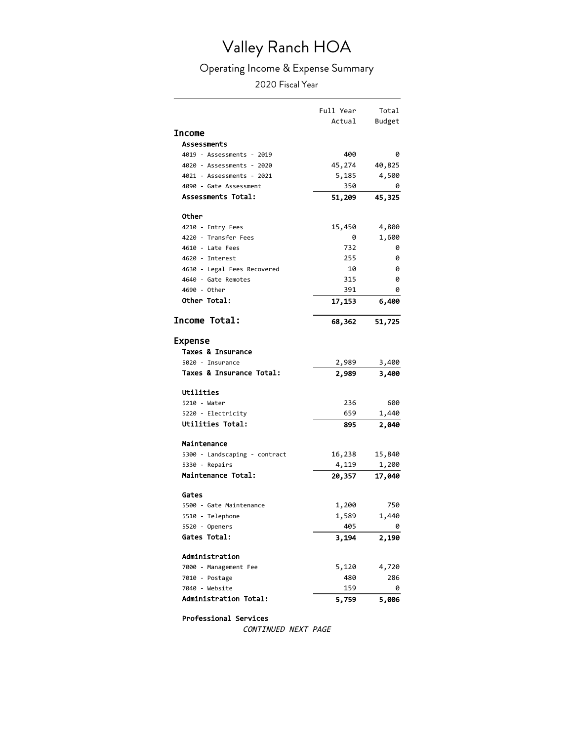# Valley Ranch HOA

## Operating Income & Expense Summary

2020 Fiscal Year

| | Full Year Actual | Total Budget |
|---|---|---|
| **Income** | | |
| **Assessments** | | |
| 4019 - Assessments - 2019 | 400 | 0 |
| 4020 - Assessments - 2020 | 45,274 | 40,825 |
| 4021 - Assessments - 2021 | 5,185 | 4,500 |
| 4090 - Gate Assessment | 350 | 0 |
| **Assessments Total:** | **51,209** | **45,325** |
| **Other** | | |
| 4210 - Entry Fees | 15,450 | 4,800 |
| 4220 - Transfer Fees | 0 | 1,600 |
| 4610 - Late Fees | 732 | 0 |
| 4620 - Interest | 255 | 0 |
| 4630 - Legal Fees Recovered | 10 | 0 |
| 4640 - Gate Remotes | 315 | 0 |
| 4690 - Other | 391 | 0 |
| **Other Total:** | **17,153** | **6,400** |
| **Income Total:** | **68,362** | **51,725** |
| **Expense** | | |
| **Taxes & Insurance** | | |
| 5020 - Insurance | 2,989 | 3,400 |
| **Taxes & Insurance Total:** | **2,989** | **3,400** |
| **Utilities** | | |
| 5210 - Water | 236 | 600 |
| 5220 - Electricity | 659 | 1,440 |
| **Utilities Total:** | **895** | **2,040** |
| **Maintenance** | | |
| 5300 - Landscaping - contract | 16,238 | 15,840 |
| 5330 - Repairs | 4,119 | 1,200 |
| **Maintenance Total:** | **20,357** | **17,040** |
| **Gates** | | |
| 5500 - Gate Maintenance | 1,200 | 750 |
| 5510 - Telephone | 1,589 | 1,440 |
| 5520 - Openers | 405 | 0 |
| **Gates Total:** | **3,194** | **2,190** |
| **Administration** | | |
| 7000 - Management Fee | 5,120 | 4,720 |
| 7010 - Postage | 480 | 286 |
| 7040 - Website | 159 | 0 |
| **Administration Total:** | **5,759** | **5,006** |
| **Professional Services** | | |

*CONTINUED NEXT PAGE*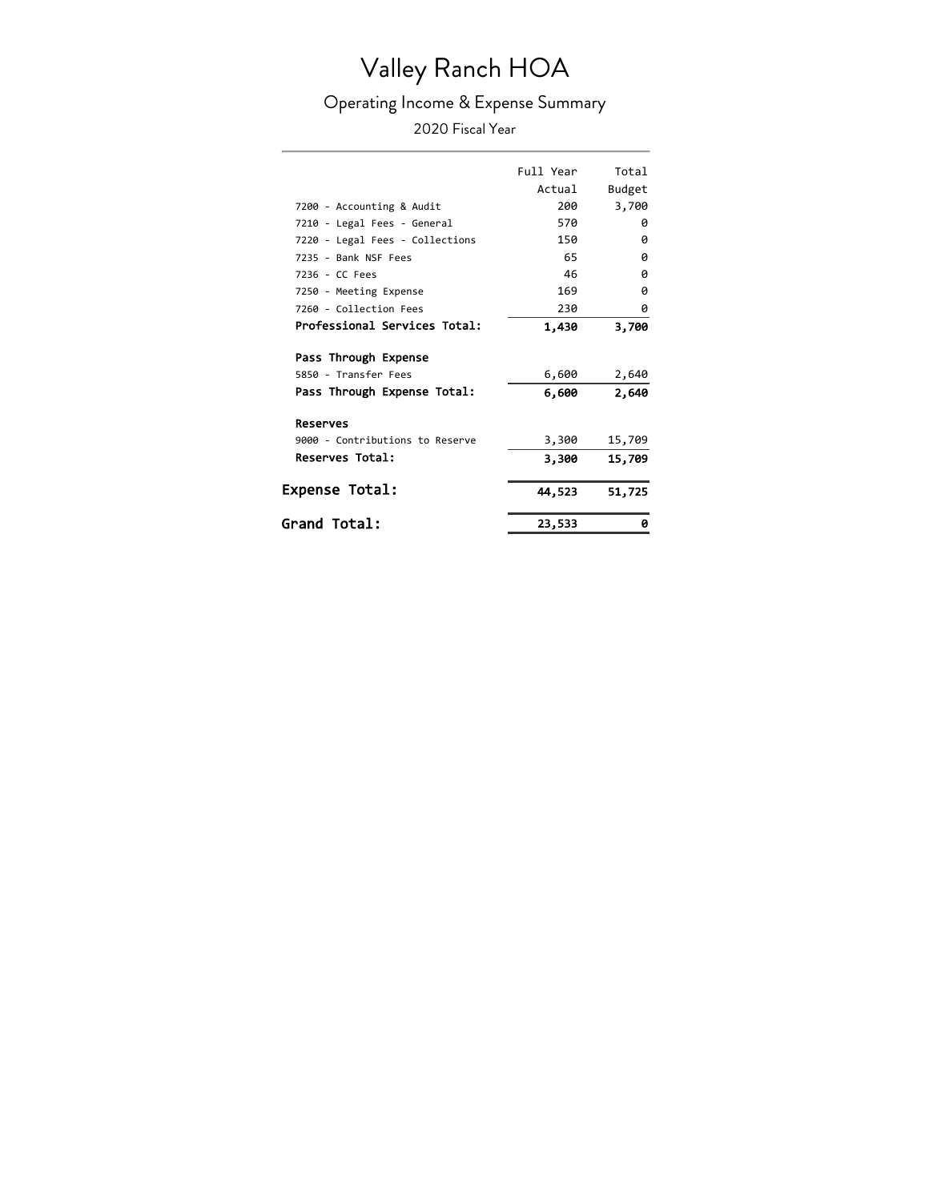# Valley Ranch HOA

## Operating Income & Expense Summary

### 2020 Fiscal Year

| | Full Year Actual | Total Budget |
|---|---|---|
| 7200 - Accounting & Audit | 200 | 3,700 |
| 7210 - Legal Fees - General | 570 | 0 |
| 7220 - Legal Fees - Collections | 150 | 0 |
| 7235 - Bank NSF Fees | 65 | 0 |
| 7236 - CC Fees | 46 | 0 |
| 7250 - Meeting Expense | 169 | 0 |
| 7260 - Collection Fees | 230 | 0 |
| **Professional Services Total:** | **1,430** | **3,700** |
| **Pass Through Expense** | | |
| 5850 - Transfer Fees | 6,600 | 2,640 |
| **Pass Through Expense Total:** | **6,600** | **2,640** |
| **Reserves** | | |
| 9000 - Contributions to Reserve | 3,300 | 15,709 |
| **Reserves Total:** | **3,300** | **15,709** |
| **Expense Total:** | **44,523** | **51,725** |
| **Grand Total:** | **23,533** | **0** |